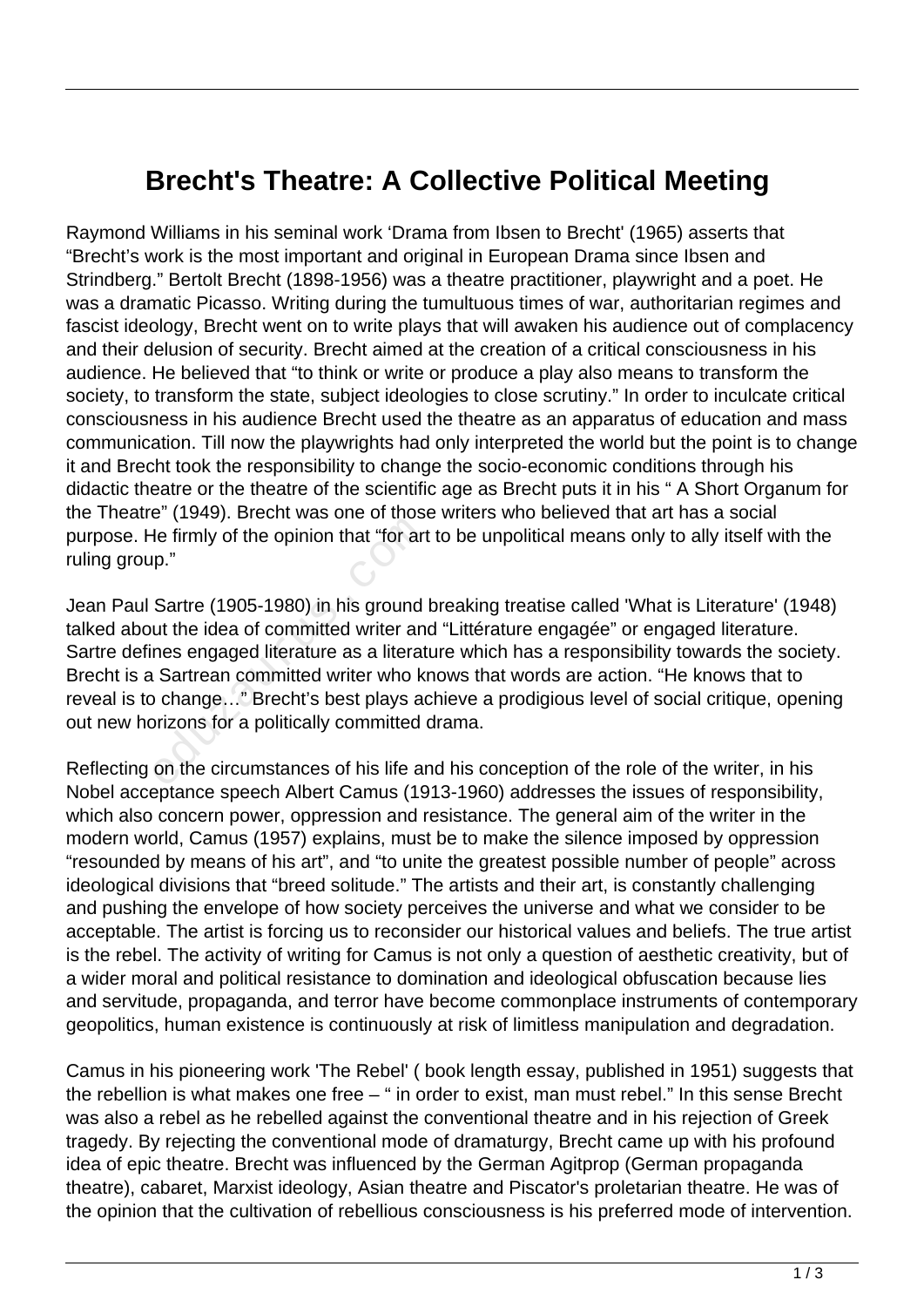# Brecht's Theatre: A Collective Political Meeting

Raymond Williams in his seminal work 'Drama from Ibsen to Brecht' (1965) asserts that "Brecht's work is the most important and original in European Drama since Ibsen and Strindberg." Bertolt Brecht (1898-1956) was a theatre practitioner, playwright and a poet. He was a dramatic Picasso. Writing during the tumultuous times of war, authoritarian regimes and fascist ideology, Brecht went on to write plays that will awaken his audience out of complacency and their delusion of security. Brecht aimed at the creation of a critical consciousness in his audience. He believed that "to think or write or produce a play also means to transform the society, to transform the state, subject ideologies to close scrutiny." In order to inculcate critical consciousness in his audience Brecht used the theatre as an apparatus of education and mass communication. Till now the playwrights had only interpreted the world but the point is to change it and Brecht took the responsibility to change the socio-economic conditions through his didactic theatre or the theatre of the scientific age as Brecht puts it in his " A Short Organum for the Theatre" (1949). Brecht was one of those writers who believed that art has a social purpose. He firmly of the opinion that "for art to be unpolitical means only to ally itself with the ruling group."

Jean Paul Sartre (1905-1980) in his ground breaking treatise called 'What is Literature' (1948) talked about the idea of committed writer and "Littérature engagée" or engaged literature. Sartre defines engaged literature as a literature which has a responsibility towards the society. Brecht is a Sartrean committed writer who knows that words are action. "He knows that to reveal is to change…" Brecht's best plays achieve a prodigious level of social critique, opening out new horizons for a politically committed drama.

Reflecting on the circumstances of his life and his conception of the role of the writer, in his Nobel acceptance speech Albert Camus (1913-1960) addresses the issues of responsibility, which also concern power, oppression and resistance. The general aim of the writer in the modern world, Camus (1957) explains, must be to make the silence imposed by oppression "resounded by means of his art", and "to unite the greatest possible number of people" across ideological divisions that "breed solitude." The artists and their art, is constantly challenging and pushing the envelope of how society perceives the universe and what we consider to be acceptable. The artist is forcing us to reconsider our historical values and beliefs. The true artist is the rebel. The activity of writing for Camus is not only a question of aesthetic creativity, but of a wider moral and political resistance to domination and ideological obfuscation because lies and servitude, propaganda, and terror have become commonplace instruments of contemporary geopolitics, human existence is continuously at risk of limitless manipulation and degradation.

Camus in his pioneering work 'The Rebel' ( book length essay, published in 1951) suggests that the rebellion is what makes one free – " in order to exist, man must rebel." In this sense Brecht was also a rebel as he rebelled against the conventional theatre and in his rejection of Greek tragedy. By rejecting the conventional mode of dramaturgy, Brecht came up with his profound idea of epic theatre. Brecht was influenced by the German Agitprop (German propaganda theatre), cabaret, Marxist ideology, Asian theatre and Piscator's proletarian theatre. He was of the opinion that the cultivation of rebellious consciousness is his preferred mode of intervention.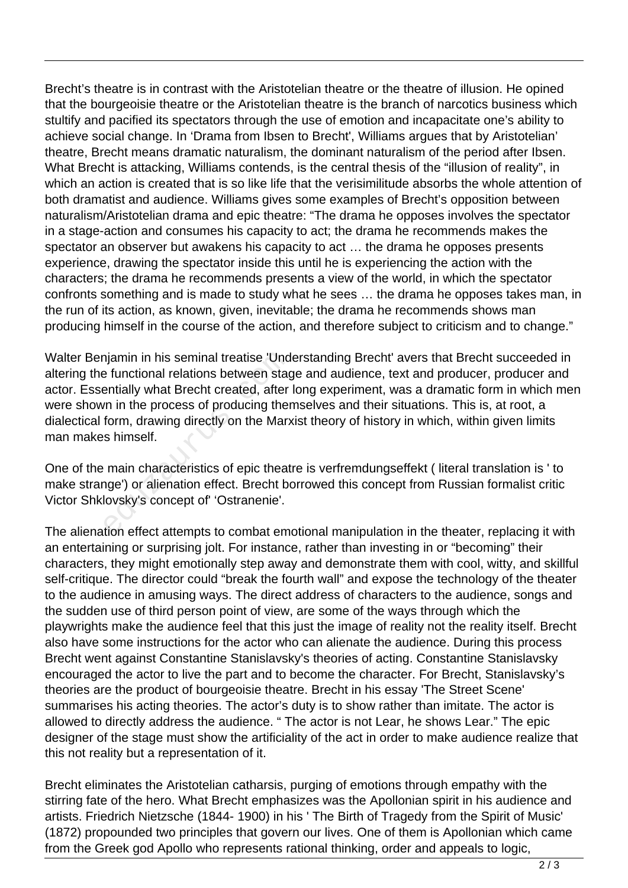Brecht's theatre is in contrast with the Aristotelian theatre or the theatre of illusion. He opined that the bourgeoisie theatre or the Aristotelian theatre is the branch of narcotics business which stultify and pacified its spectators through the use of emotion and incapacitate one's ability to achieve social change. In 'Drama from Ibsen to Brecht', Williams argues that by Aristotelian' theatre, Brecht means dramatic naturalism, the dominant naturalism of the period after Ibsen. What Brecht is attacking, Williams contends, is the central thesis of the "illusion of reality", in which an action is created that is so like life that the verisimilitude absorbs the whole attention of both dramatist and audience. Williams gives some examples of Brecht's opposition between naturalism/Aristotelian drama and epic theatre: "The drama he opposes involves the spectator in a stage-action and consumes his capacity to act; the drama he recommends makes the spectator an observer but awakens his capacity to act … the drama he opposes presents experience, drawing the spectator inside this until he is experiencing the action with the characters; the drama he recommends presents a view of the world, in which the spectator confronts something and is made to study what he sees … the drama he opposes takes man, in the run of its action, as known, given, inevitable; the drama he recommends shows man producing himself in the course of the action, and therefore subject to criticism and to change."

Walter Benjamin in his seminal treatise 'Understanding Brecht' avers that Brecht succeeded in altering the functional relations between stage and audience, text and producer, producer and actor. Essentially what Brecht created, after long experiment, was a dramatic form in which men were shown in the process of producing themselves and their situations. This is, at root, a dialectical form, drawing directly on the Marxist theory of history in which, within given limits man makes himself.

One of the main characteristics of epic theatre is verfremdungseffekt ( literal translation is ' to make strange') or alienation effect. Brecht borrowed this concept from Russian formalist critic Victor Shklovsky's concept of' 'Ostranenie'.

The alienation effect attempts to combat emotional manipulation in the theater, replacing it with an entertaining or surprising jolt. For instance, rather than investing in or "becoming" their characters, they might emotionally step away and demonstrate them with cool, witty, and skillful self-critique. The director could "break the fourth wall" and expose the technology of the theater to the audience in amusing ways. The direct address of characters to the audience, songs and the sudden use of third person point of view, are some of the ways through which the playwrights make the audience feel that this just the image of reality not the reality itself. Brecht also have some instructions for the actor who can alienate the audience. During this process Brecht went against Constantine Stanislavsky's theories of acting. Constantine Stanislavsky encouraged the actor to live the part and to become the character. For Brecht, Stanislavsky's theories are the product of bourgeoisie theatre. Brecht in his essay 'The Street Scene' summarises his acting theories. The actor's duty is to show rather than imitate. The actor is allowed to directly address the audience. " The actor is not Lear, he shows Lear." The epic designer of the stage must show the artificiality of the act in order to make audience realize that this not reality but a representation of it.

Brecht eliminates the Aristotelian catharsis, purging of emotions through empathy with the stirring fate of the hero. What Brecht emphasizes was the Apollonian spirit in his audience and artists. Friedrich Nietzsche (1844- 1900) in his ' The Birth of Tragedy from the Spirit of Music' (1872) propounded two principles that govern our lives. One of them is Apollonian which came from the Greek god Apollo who represents rational thinking, order and appeals to logic,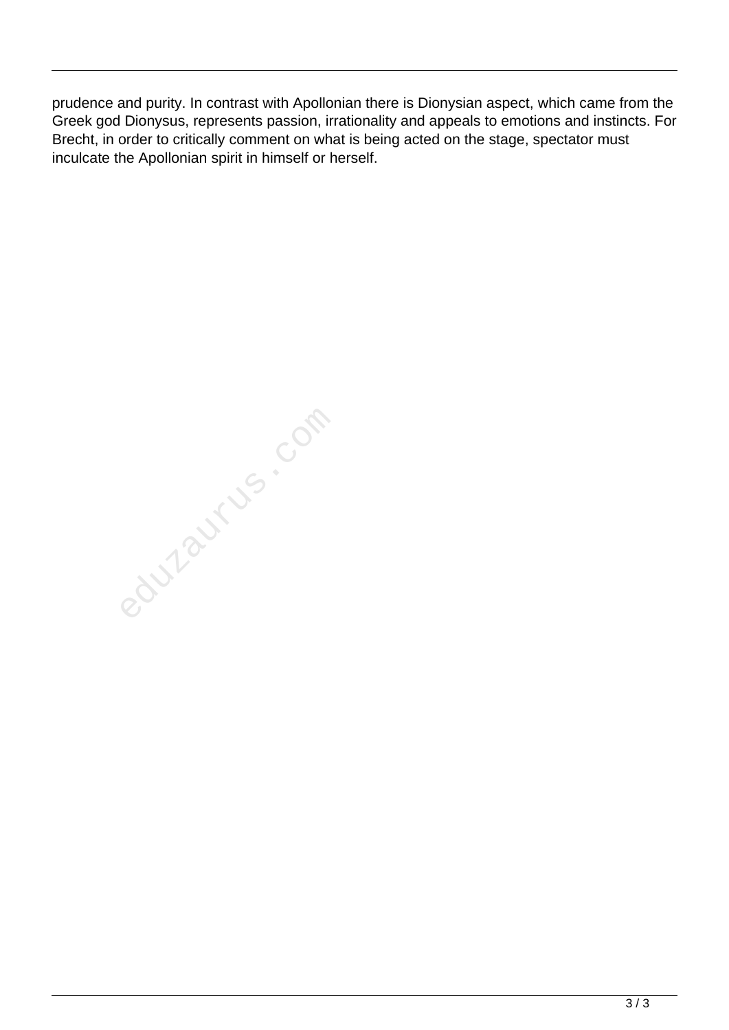prudence and purity. In contrast with Apollonian there is Dionysian aspect, which came from the Greek god Dionysus, represents passion, irrationality and appeals to emotions and instincts. For Brecht, in order to critically comment on what is being acted on the stage, spectator must inculcate the Apollonian spirit in himself or herself.